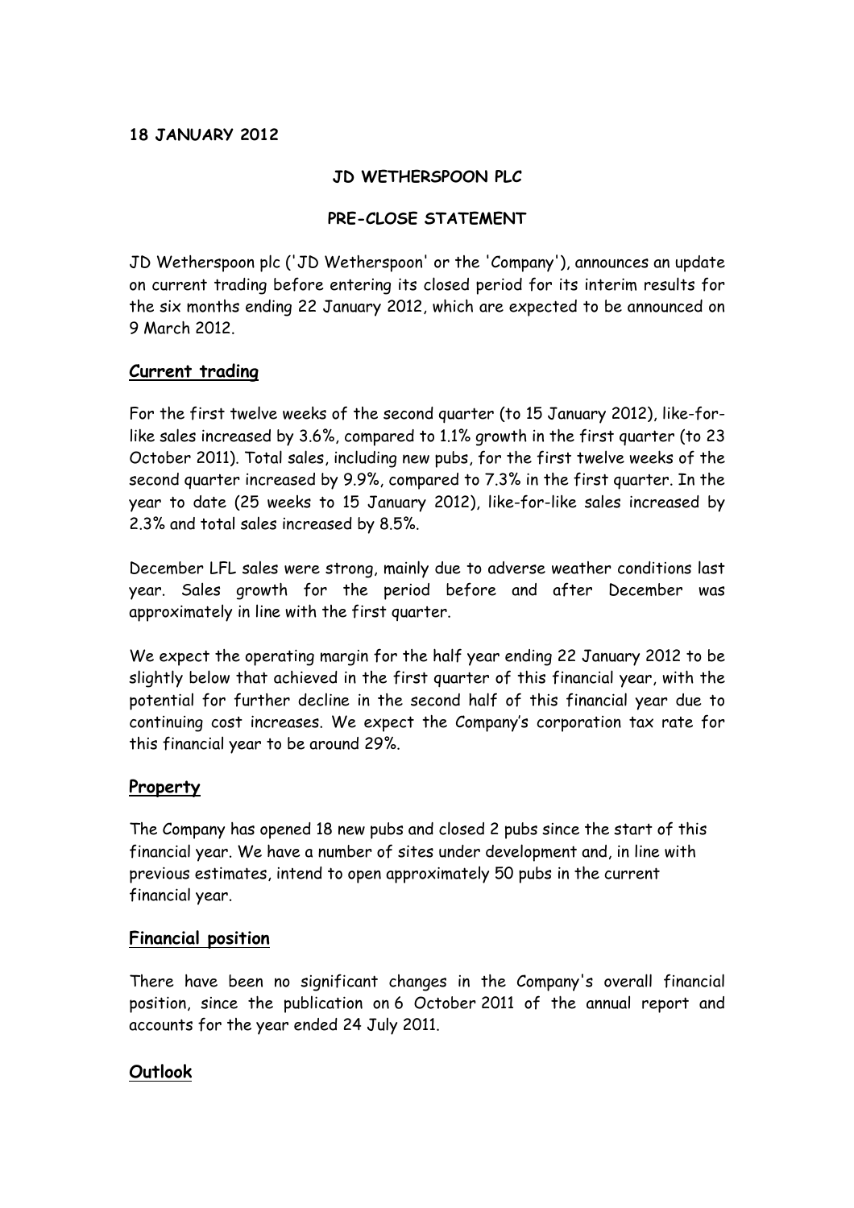**18 JANUARY 2012**

**JD WETHERSPOON PLC**

**PRE-CLOSE STATEMENT**

JD Wetherspoon plc ('JD Wetherspoon' or the 'Company'), announces an update on current trading before entering its closed period for its interim results for the six months ending 22 January 2012, which are expected to be announced on 9 March 2012.

## Current trading

For the first twelve weeks of the second quarter (to 15 January 2012), like-for-like sales increased by 3.6%, compared to 1.1% growth in the first quarter (to 23 October 2011). Total sales, including new pubs, for the first twelve weeks of the second quarter increased by 9.9%, compared to 7.3% in the first quarter. In the year to date (25 weeks to 15 January 2012), like-for-like sales increased by 2.3% and total sales increased by 8.5%.

December LFL sales were strong, mainly due to adverse weather conditions last year. Sales growth for the period before and after December was approximately in line with the first quarter.

We expect the operating margin for the half year ending 22 January 2012 to be slightly below that achieved in the first quarter of this financial year, with the potential for further decline in the second half of this financial year due to continuing cost increases. We expect the Company's corporation tax rate for this financial year to be around 29%.

## Property

The Company has opened 18 new pubs and closed 2 pubs since the start of this financial year. We have a number of sites under development and, in line with previous estimates, intend to open approximately 50 pubs in the current financial year.

## Financial position

There have been no significant changes in the Company's overall financial position, since the publication on 6 October 2011 of the annual report and accounts for the year ended 24 July 2011.

## Outlook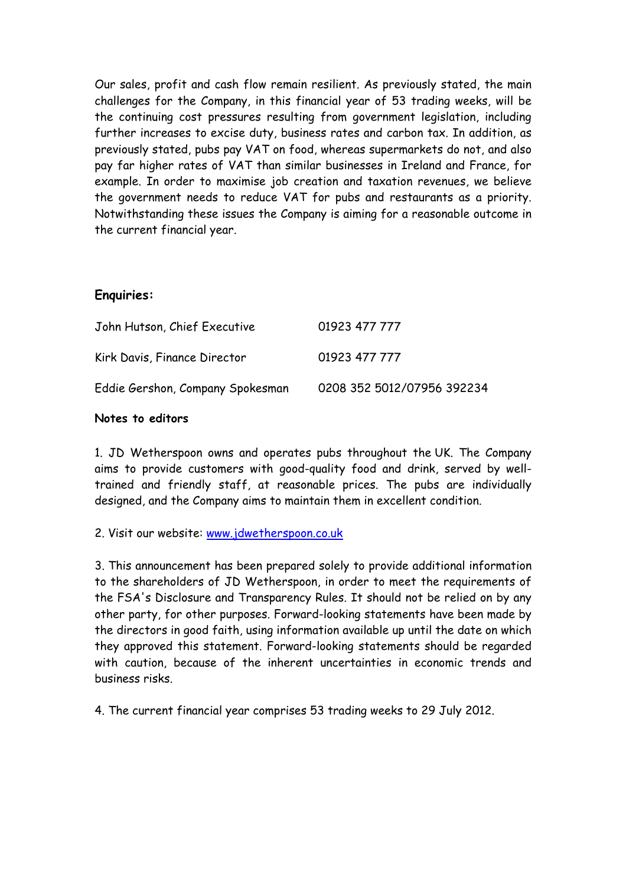Our sales, profit and cash flow remain resilient. As previously stated, the main challenges for the Company, in this financial year of 53 trading weeks, will be the continuing cost pressures resulting from government legislation, including further increases to excise duty, business rates and carbon tax. In addition, as previously stated, pubs pay VAT on food, whereas supermarkets do not, and also pay far higher rates of VAT than similar businesses in Ireland and France, for example. In order to maximise job creation and taxation revenues, we believe the government needs to reduce VAT for pubs and restaurants as a priority. Notwithstanding these issues the Company is aiming for a reasonable outcome in the current financial year.

**Enquiries:**

| | |
|---|---|
| John Hutson, Chief Executive | 01923 477 777 |
| Kirk Davis, Finance Director | 01923 477 777 |
| Eddie Gershon, Company Spokesman | 0208 352 5012/07956 392234 |

**Notes to editors**

1. JD Wetherspoon owns and operates pubs throughout the UK. The Company aims to provide customers with good-quality food and drink, served by well-trained and friendly staff, at reasonable prices. The pubs are individually designed, and the Company aims to maintain them in excellent condition.

2. Visit our website: [www.jdwetherspoon.co.uk](http://www.jdwetherspoon.co.uk)

3. This announcement has been prepared solely to provide additional information to the shareholders of JD Wetherspoon, in order to meet the requirements of the FSA's Disclosure and Transparency Rules. It should not be relied on by any other party, for other purposes. Forward-looking statements have been made by the directors in good faith, using information available up until the date on which they approved this statement. Forward-looking statements should be regarded with caution, because of the inherent uncertainties in economic trends and business risks.

4. The current financial year comprises 53 trading weeks to 29 July 2012.